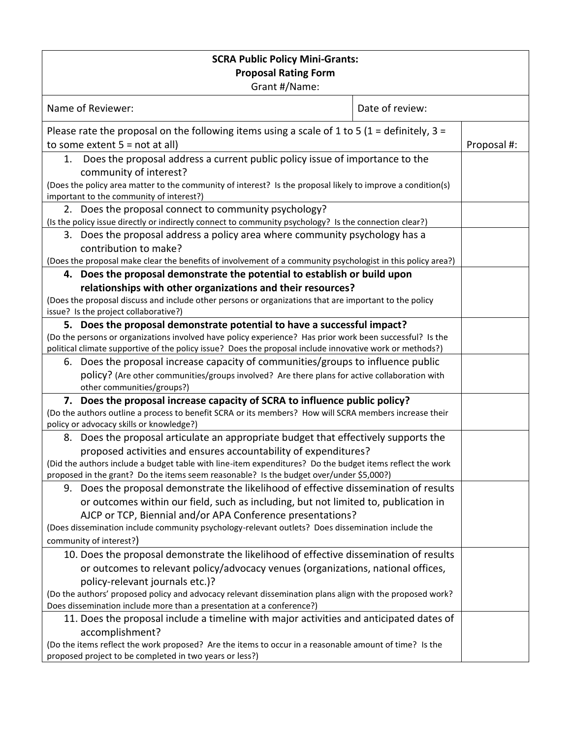**SCRA Public Policy Mini-Grants:**
**Proposal Rating Form**
Grant #/Name:

| Name of Reviewer: | Date of review: |
|---|---|

| Please rate the proposal on the following items using a scale of 1 to 5 (1 = definitely, 3 = to some extent 5 = not at all) | Proposal #: |
|---|---|
| 1. Does the proposal address a current public policy issue of importance to the community of interest?<br>(Does the policy area matter to the community of interest? Is the proposal likely to improve a condition(s) important to the community of interest?) | |
| 2. Does the proposal connect to community psychology?<br>(Is the policy issue directly or indirectly connect to community psychology? Is the connection clear?) | |
| 3. Does the proposal address a policy area where community psychology has a contribution to make?<br>(Does the proposal make clear the benefits of involvement of a community psychologist in this policy area?) | |
| **4. Does the proposal demonstrate the potential to establish or build upon relationships with other organizations and their resources?**<br>(Does the proposal discuss and include other persons or organizations that are important to the policy issue? Is the project collaborative?) | |
| **5. Does the proposal demonstrate potential to have a successful impact?**<br>(Do the persons or organizations involved have policy experience? Has prior work been successful? Is the political climate supportive of the policy issue? Does the proposal include innovative work or methods?) | |
| 6. Does the proposal increase capacity of communities/groups to influence public policy? (Are other communities/groups involved? Are there plans for active collaboration with other communities/groups?) | |
| **7. Does the proposal increase capacity of SCRA to influence public policy?**<br>(Do the authors outline a process to benefit SCRA or its members? How will SCRA members increase their policy or advocacy skills or knowledge?) | |
| 8. Does the proposal articulate an appropriate budget that effectively supports the proposed activities and ensures accountability of expenditures?<br>(Did the authors include a budget table with line-item expenditures? Do the budget items reflect the work proposed in the grant? Do the items seem reasonable? Is the budget over/under $5,000?) | |
| 9. Does the proposal demonstrate the likelihood of effective dissemination of results or outcomes within our field, such as including, but not limited to, publication in AJCP or TCP, Biennial and/or APA Conference presentations?<br>(Does dissemination include community psychology-relevant outlets? Does dissemination include the community of interest?) | |
| 10. Does the proposal demonstrate the likelihood of effective dissemination of results or outcomes to relevant policy/advocacy venues (organizations, national offices, policy-relevant journals etc.)?<br>(Do the authors' proposed policy and advocacy relevant dissemination plans align with the proposed work? Does dissemination include more than a presentation at a conference?) | |
| 11. Does the proposal include a timeline with major activities and anticipated dates of accomplishment?<br>(Do the items reflect the work proposed? Are the items to occur in a reasonable amount of time? Is the proposed project to be completed in two years or less?) | |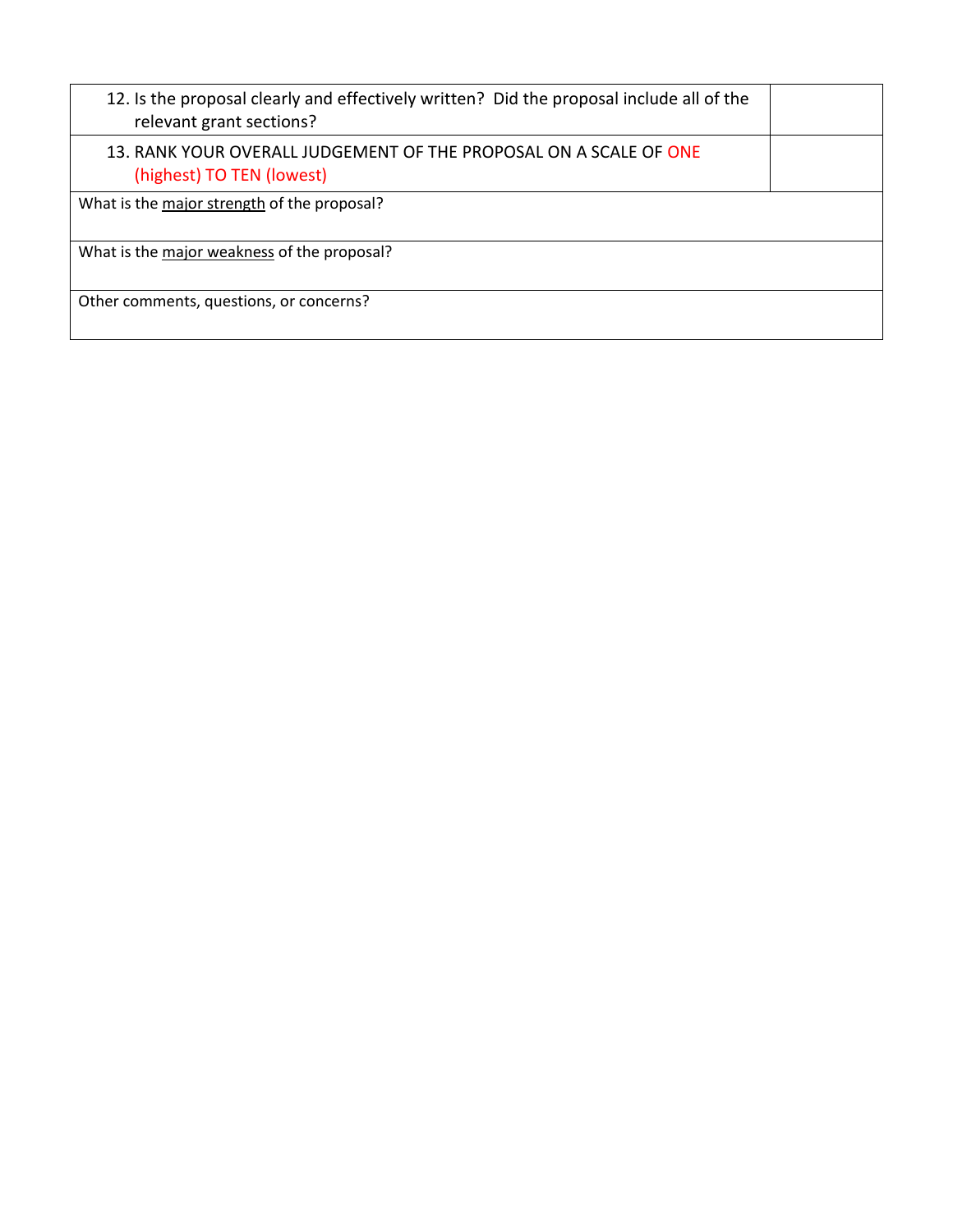| | |
|---|---|
| 12. Is the proposal clearly and effectively written? Did the proposal include all of the relevant grant sections? | |
| 13. RANK YOUR OVERALL JUDGEMENT OF THE PROPOSAL ON A SCALE OF ONE (highest) TO TEN (lowest) | |
| What is the major strength of the proposal? | |
| What is the major weakness of the proposal? | |
| Other comments, questions, or concerns? | |